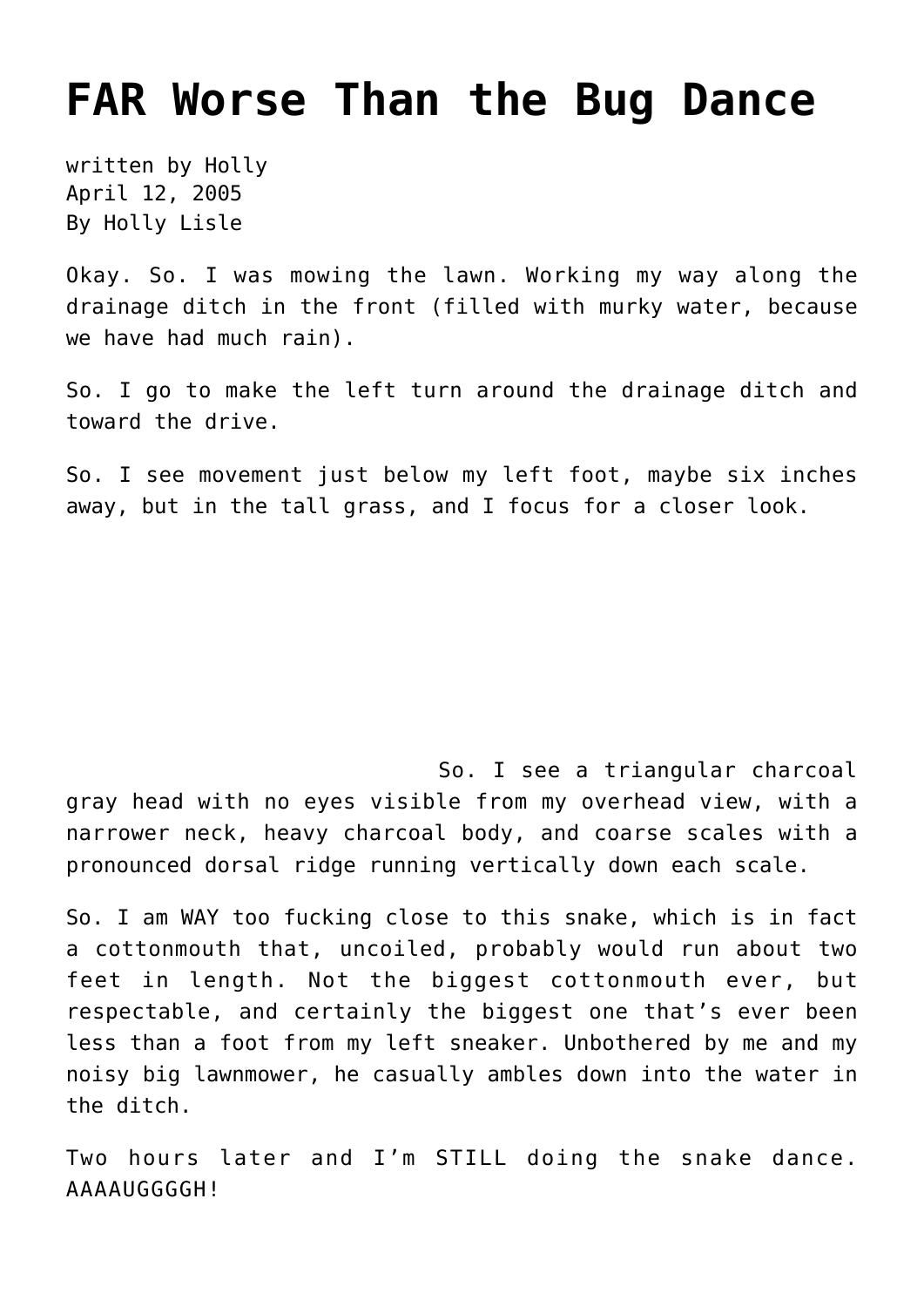# FAR Worse Than the Bug Dance

written by Holly
April 12, 2005
By Holly Lisle

Okay. So. I was mowing the lawn. Working my way along the drainage ditch in the front (filled with murky water, because we have had much rain).

So. I go to make the left turn around the drainage ditch and toward the drive.

So. I see movement just below my left foot, maybe six inches away, but in the tall grass, and I focus for a closer look.

So. I see a triangular charcoal gray head with no eyes visible from my overhead view, with a narrower neck, heavy charcoal body, and coarse scales with a pronounced dorsal ridge running vertically down each scale.

So. I am WAY too fucking close to this snake, which is in fact a cottonmouth that, uncoiled, probably would run about two feet in length. Not the biggest cottonmouth ever, but respectable, and certainly the biggest one that's ever been less than a foot from my left sneaker. Unbothered by me and my noisy big lawnmower, he casually ambles down into the water in the ditch.

Two hours later and I'm STILL doing the snake dance. AAAAUGGGGH!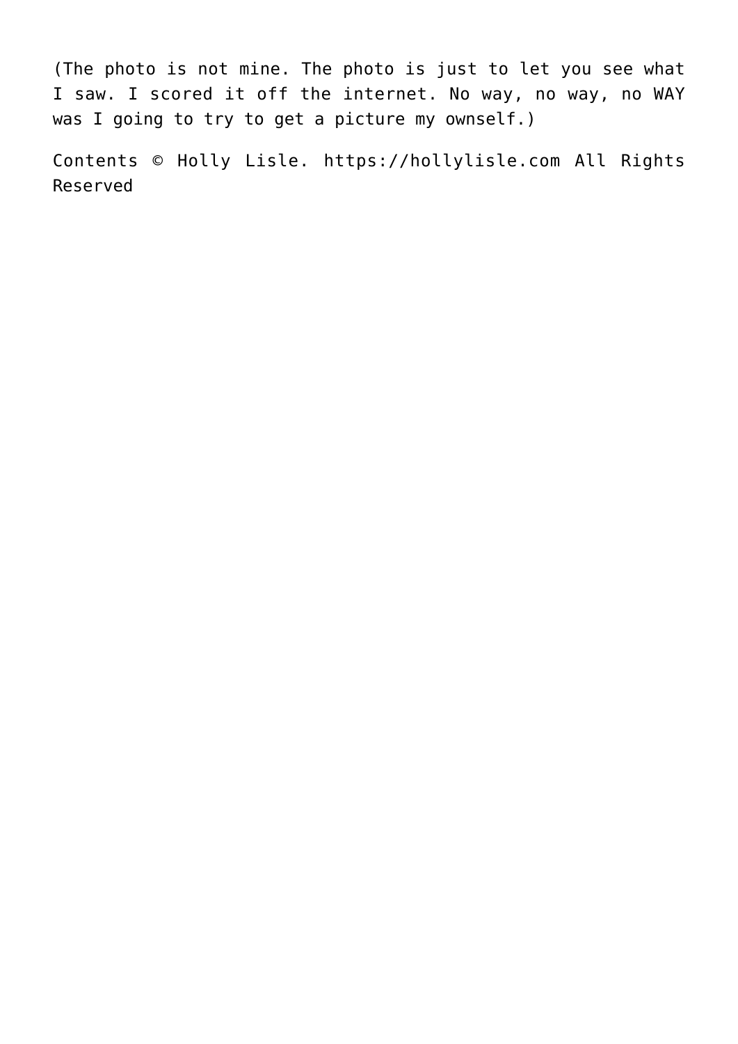(The photo is not mine. The photo is just to let you see what I saw. I scored it off the internet. No way, no way, no WAY was I going to try to get a picture my ownself.)

Contents © Holly Lisle. https://hollylisle.com All Rights Reserved